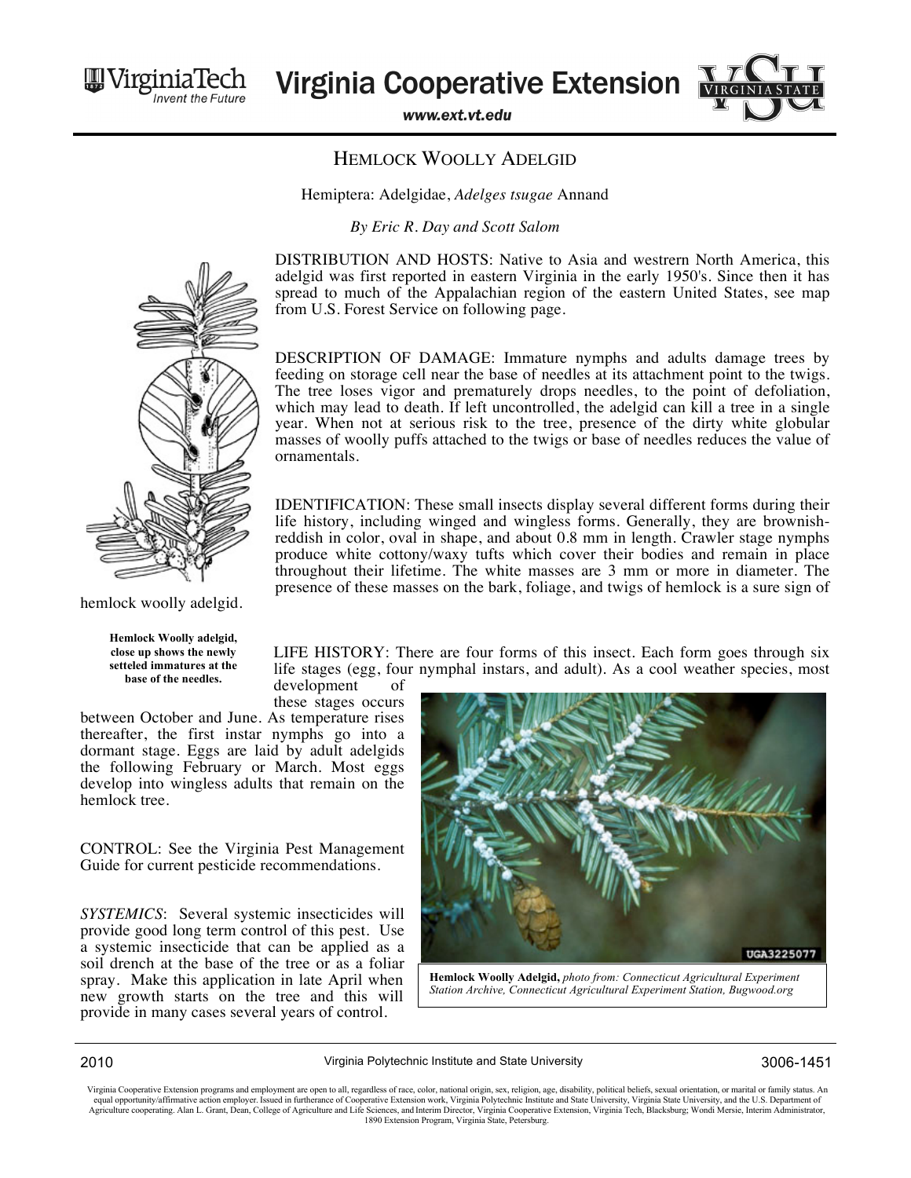# HEMLOCK WOOLLY ADELGID

Hemiptera: Adelgidae, *Adelges tsugae* Annand

*By Eric R. Day and Scott Salom*

DISTRIBUTION AND HOSTS: Native to Asia and westrern North America, this adelgid was first reported in eastern Virginia in the early 1950's. Since then it has spread to much of the Appalachian region of the eastern United States, see map from U.S. Forest Service on following page.

DESCRIPTION OF DAMAGE: Immature nymphs and adults damage trees by feeding on storage cell near the base of needles at its attachment point to the twigs. The tree loses vigor and prematurely drops needles, to the point of defoliation, which may lead to death. If left uncontrolled, the adelgid can kill a tree in a single year. When not at serious risk to the tree, presence of the dirty white globular masses of woolly puffs attached to the twigs or base of needles reduces the value of ornamentals.

IDENTIFICATION: These small insects display several different forms during their life history, including winged and wingless forms. Generally, they are brownish-reddish in color, oval in shape, and about 0.8 mm in length. Crawler stage nymphs produce white cottony/waxy tufts which cover their bodies and remain in place throughout their lifetime. The white masses are 3 mm or more in diameter. The presence of these masses on the bark, foliage, and twigs of hemlock is a sure sign of hemlock woolly adelgid.

**Hemlock Woolly adelgid, close up shows the newly setteled immatures at the base of the needles.**

LIFE HISTORY: There are four forms of this insect. Each form goes through six life stages (egg, four nymphal instars, and adult). As a cool weather species, most development of these stages occurs between October and June. As temperature rises thereafter, the first instar nymphs go into a dormant stage. Eggs are laid by adult adelgids the following February or March. Most eggs develop into wingless adults that remain on the hemlock tree.

CONTROL: See the Virginia Pest Management Guide for current pesticide recommendations.

*SYSTEMICS*: Several systemic insecticides will provide good long term control of this pest. Use a systemic insecticide that can be applied as a soil drench at the base of the tree or as a foliar spray. Make this application in late April when new growth starts on the tree and this will provide in many cases several years of control.

**Hemlock Woolly Adelgid,** *photo from: Connecticut Agricultural Experiment Station Archive, Connecticut Agricultural Experiment Station, Bugwood.org*

2010 Virginia Polytechnic Institute and State University 3006-1451

Virginia Cooperative Extension programs and employment are open to all, regardless of race, color, national origin, sex, religion, age, disability, political beliefs, sexual orientation, or marital or family status. An equal opportunity/affirmative action employer. Issued in furtherance of Cooperative Extension work, Virginia Polytechnic Institute and State University, Virginia State University, and the U.S. Department of Agriculture cooperating. Alan L. Grant, Dean, College of Agriculture and Life Sciences, and Interim Director, Virginia Cooperative Extension, Virginia Tech, Blacksburg; Wondi Mersie, Interim Administrator, 1890 Extension Program, Virginia State, Petersburg.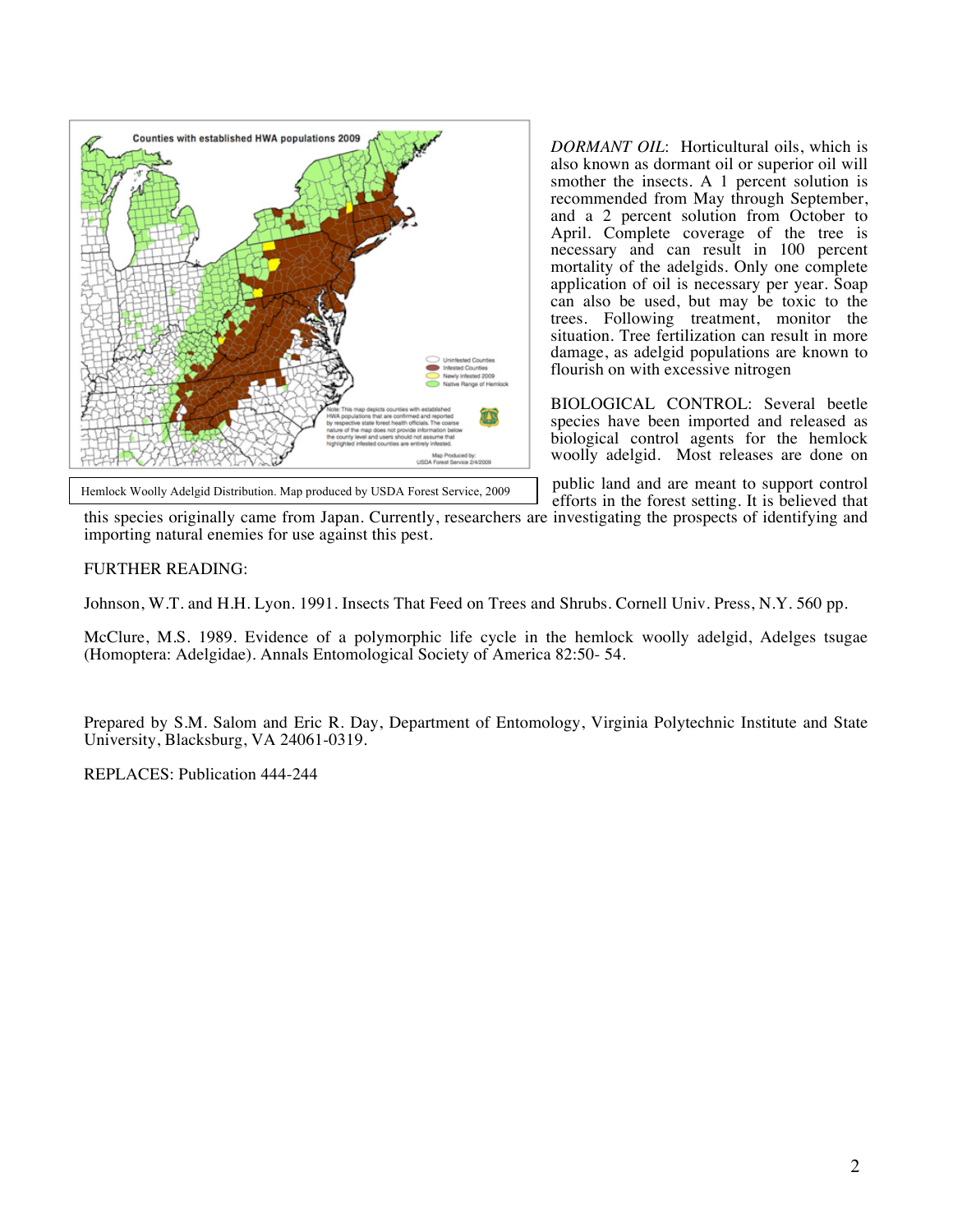Counties with established HWA populations 2009

Uninfested Counties
Infested Counties
Newly infested 2009
Native Range of Hemlock

Note: This map depicts counties with established HWA populations that are confirmed and reported by respective state forest health officials. The coarse nature of the map does not provide information below the county level and users should not assume that highlighted infested counties are entirely infested.

Map Produced by:
USDA Forest Service 2/4/2009

Hemlock Woolly Adelgid Distribution. Map produced by USDA Forest Service, 2009

*DORMANT OIL*: Horticultural oils, which is also known as dormant oil or superior oil will smother the insects. A 1 percent solution is recommended from May through September, and a 2 percent solution from October to April. Complete coverage of the tree is necessary and can result in 100 percent mortality of the adelgids. Only one complete application of oil is necessary per year. Soap can also be used, but may be toxic to the trees. Following treatment, monitor the situation. Tree fertilization can result in more damage, as adelgid populations are known to flourish on with excessive nitrogen

BIOLOGICAL CONTROL: Several beetle species have been imported and released as biological control agents for the hemlock woolly adelgid. Most releases are done on public land and are meant to support control efforts in the forest setting. It is believed that this species originally came from Japan. Currently, researchers are investigating the prospects of identifying and importing natural enemies for use against this pest.

FURTHER READING:

Johnson, W.T. and H.H. Lyon. 1991. Insects That Feed on Trees and Shrubs. Cornell Univ. Press, N.Y. 560 pp.

McClure, M.S. 1989. Evidence of a polymorphic life cycle in the hemlock woolly adelgid, Adelges tsugae (Homoptera: Adelgidae). Annals Entomological Society of America 82:50- 54.

Prepared by S.M. Salom and Eric R. Day, Department of Entomology, Virginia Polytechnic Institute and State University, Blacksburg, VA 24061-0319.

REPLACES: Publication 444-244